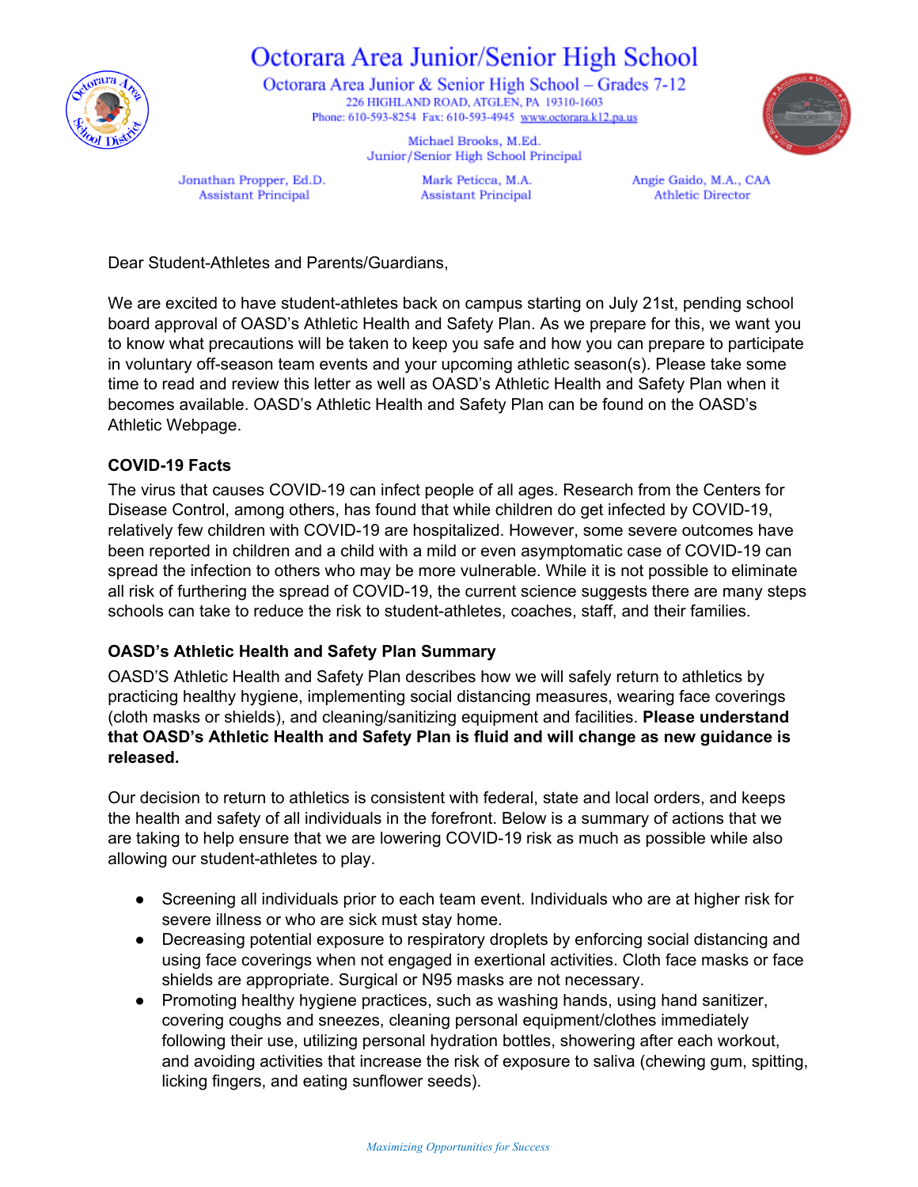# Octorara Area Junior/Senior High School

Octorara Area Junior & Senior High School – Grades 7-12
226 HIGHLAND ROAD, ATGLEN, PA 19310-1603
Phone: 610-593-8254 Fax: 610-593-4945 www.octorara.k12.pa.us

Michael Brooks, M.Ed.
Junior/Senior High School Principal

Jonathan Propper, Ed.D.
Assistant Principal

Mark Peticca, M.A.
Assistant Principal

Angie Gaido, M.A., CAA
Athletic Director

Dear Student-Athletes and Parents/Guardians,

We are excited to have student-athletes back on campus starting on July 21st, pending school board approval of OASD's Athletic Health and Safety Plan. As we prepare for this, we want you to know what precautions will be taken to keep you safe and how you can prepare to participate in voluntary off-season team events and your upcoming athletic season(s). Please take some time to read and review this letter as well as OASD's Athletic Health and Safety Plan when it becomes available. OASD's Athletic Health and Safety Plan can be found on the OASD's Athletic Webpage.

**COVID-19 Facts**

The virus that causes COVID-19 can infect people of all ages. Research from the Centers for Disease Control, among others, has found that while children do get infected by COVID-19, relatively few children with COVID-19 are hospitalized. However, some severe outcomes have been reported in children and a child with a mild or even asymptomatic case of COVID-19 can spread the infection to others who may be more vulnerable. While it is not possible to eliminate all risk of furthering the spread of COVID-19, the current science suggests there are many steps schools can take to reduce the risk to student-athletes, coaches, staff, and their families.

**OASD's Athletic Health and Safety Plan Summary**

OASD'S Athletic Health and Safety Plan describes how we will safely return to athletics by practicing healthy hygiene, implementing social distancing measures, wearing face coverings (cloth masks or shields), and cleaning/sanitizing equipment and facilities. **Please understand that OASD's Athletic Health and Safety Plan is fluid and will change as new guidance is released.**

Our decision to return to athletics is consistent with federal, state and local orders, and keeps the health and safety of all individuals in the forefront. Below is a summary of actions that we are taking to help ensure that we are lowering COVID-19 risk as much as possible while also allowing our student-athletes to play.

- Screening all individuals prior to each team event. Individuals who are at higher risk for severe illness or who are sick must stay home.
- Decreasing potential exposure to respiratory droplets by enforcing social distancing and using face coverings when not engaged in exertional activities. Cloth face masks or face shields are appropriate. Surgical or N95 masks are not necessary.
- Promoting healthy hygiene practices, such as washing hands, using hand sanitizer, covering coughs and sneezes, cleaning personal equipment/clothes immediately following their use, utilizing personal hydration bottles, showering after each workout, and avoiding activities that increase the risk of exposure to saliva (chewing gum, spitting, licking fingers, and eating sunflower seeds).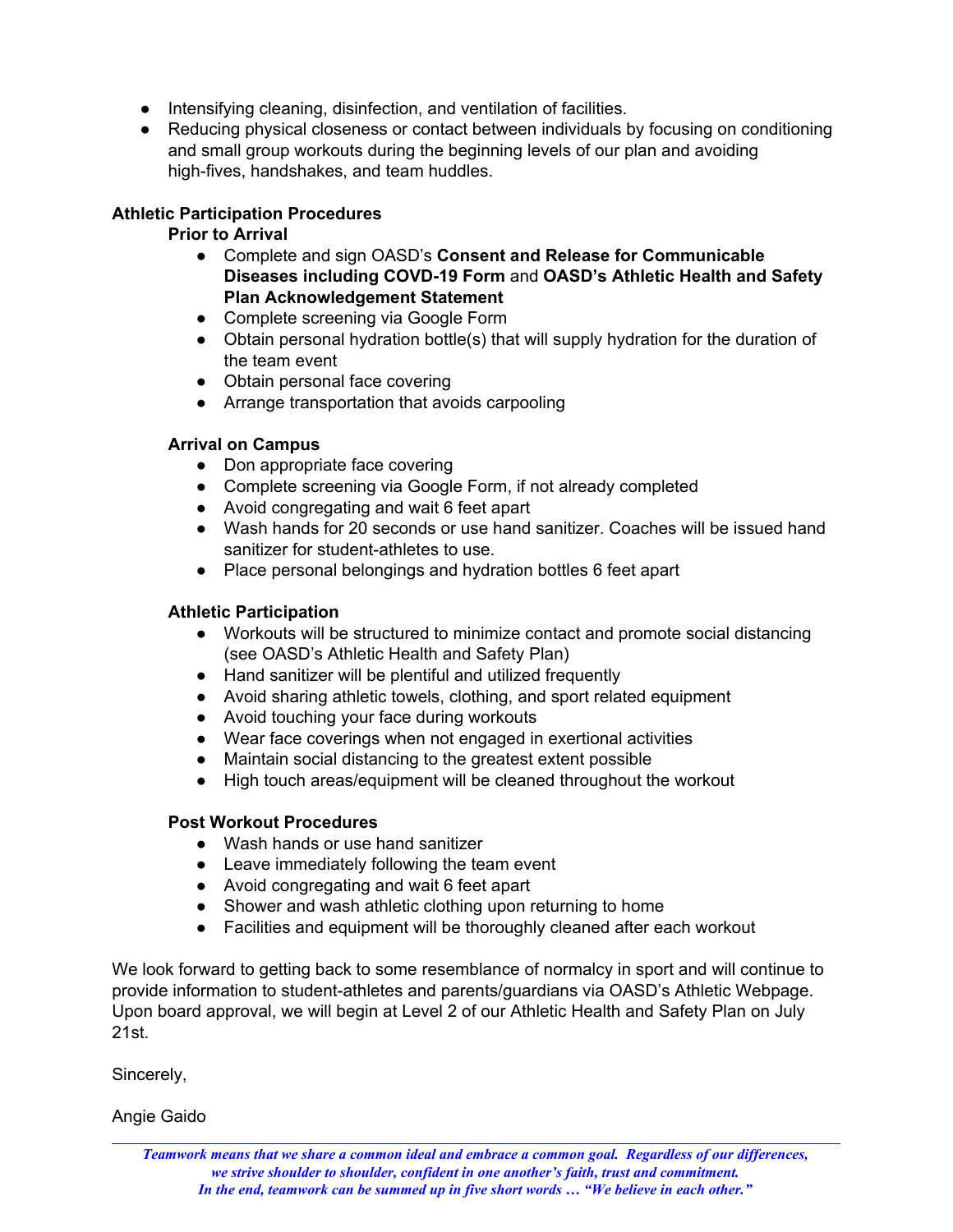- Intensifying cleaning, disinfection, and ventilation of facilities.
- Reducing physical closeness or contact between individuals by focusing on conditioning and small group workouts during the beginning levels of our plan and avoiding high-fives, handshakes, and team huddles.

**Athletic Participation Procedures**

**Prior to Arrival**

- Complete and sign OASD's **Consent and Release for Communicable Diseases including COVD-19 Form** and **OASD's Athletic Health and Safety Plan Acknowledgement Statement**
- Complete screening via Google Form
- Obtain personal hydration bottle(s) that will supply hydration for the duration of the team event
- Obtain personal face covering
- Arrange transportation that avoids carpooling

**Arrival on Campus**

- Don appropriate face covering
- Complete screening via Google Form, if not already completed
- Avoid congregating and wait 6 feet apart
- Wash hands for 20 seconds or use hand sanitizer. Coaches will be issued hand sanitizer for student-athletes to use.
- Place personal belongings and hydration bottles 6 feet apart

**Athletic Participation**

- Workouts will be structured to minimize contact and promote social distancing (see OASD's Athletic Health and Safety Plan)
- Hand sanitizer will be plentiful and utilized frequently
- Avoid sharing athletic towels, clothing, and sport related equipment
- Avoid touching your face during workouts
- Wear face coverings when not engaged in exertional activities
- Maintain social distancing to the greatest extent possible
- High touch areas/equipment will be cleaned throughout the workout

**Post Workout Procedures**

- Wash hands or use hand sanitizer
- Leave immediately following the team event
- Avoid congregating and wait 6 feet apart
- Shower and wash athletic clothing upon returning to home
- Facilities and equipment will be thoroughly cleaned after each workout

We look forward to getting back to some resemblance of normalcy in sport and will continue to provide information to student-athletes and parents/guardians via OASD's Athletic Webpage. Upon board approval, we will begin at Level 2 of our Athletic Health and Safety Plan on July 21st.

Sincerely,

Angie Gaido

***Teamwork means that we share a common ideal and embrace a common goal. Regardless of our differences, we strive shoulder to shoulder, confident in one another's faith, trust and commitment. In the end, teamwork can be summed up in five short words … "We believe in each other."***